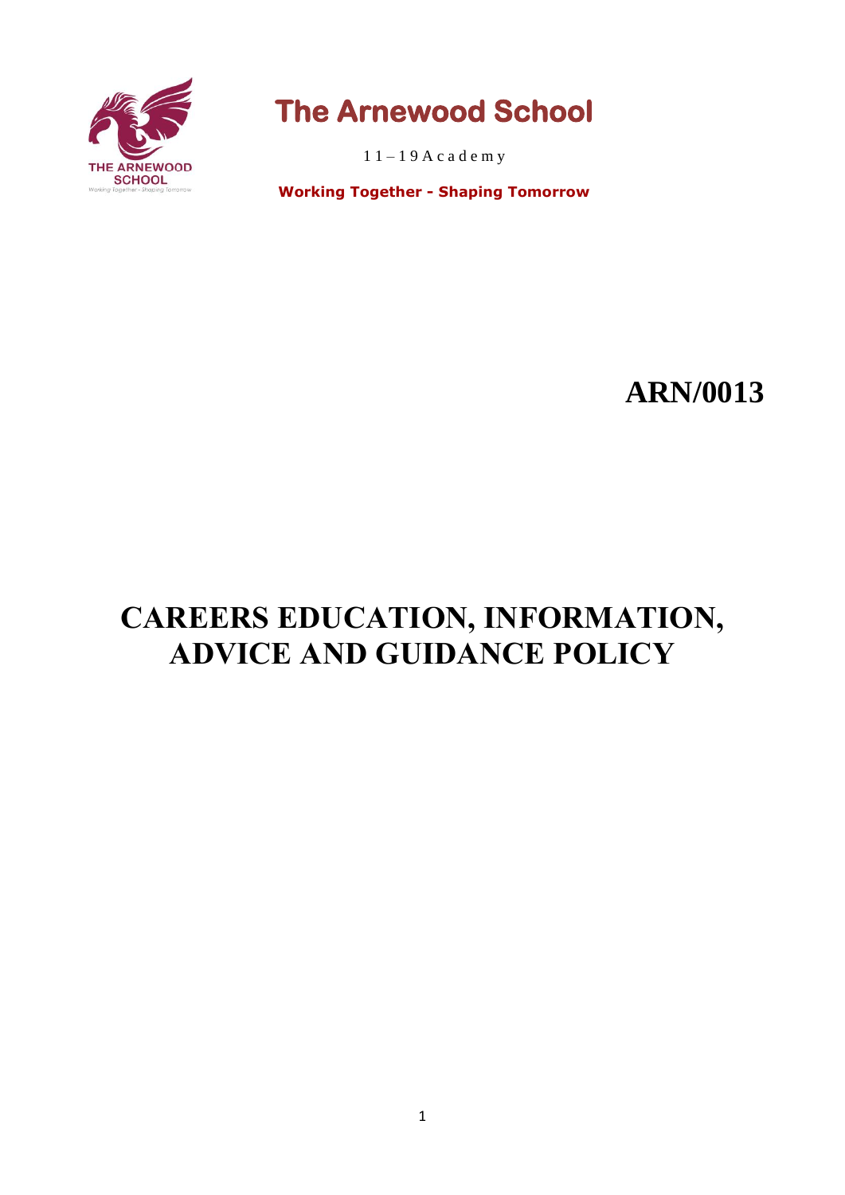# The Arnewood School

11 – 19 Academy

**Working Together - Shaping Tomorrow**

**ARN/0013**

# CAREERS EDUCATION, INFORMATION, ADVICE AND GUIDANCE POLICY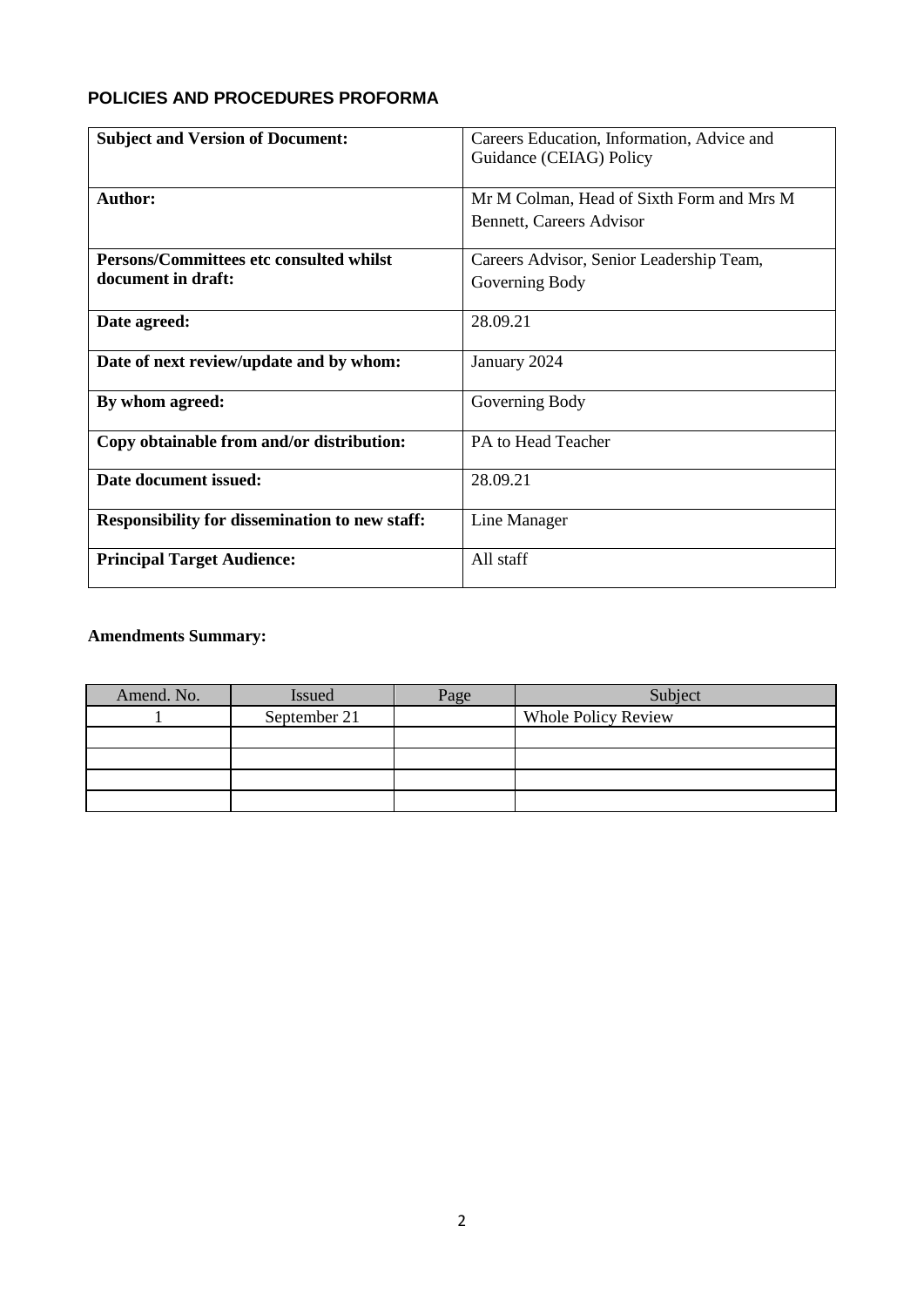## POLICIES AND PROCEDURES PROFORMA

| | |
|---|---|
| **Subject and Version of Document:** | Careers Education, Information, Advice and Guidance (CEIAG) Policy |
| **Author:** | Mr M Colman, Head of Sixth Form and Mrs M Bennett, Careers Advisor |
| **Persons/Committees etc consulted whilst document in draft:** | Careers Advisor, Senior Leadership Team, Governing Body |
| **Date agreed:** | 28.09.21 |
| **Date of next review/update and by whom:** | January 2024 |
| **By whom agreed:** | Governing Body |
| **Copy obtainable from and/or distribution:** | PA to Head Teacher |
| **Date document issued:** | 28.09.21 |
| **Responsibility for dissemination to new staff:** | Line Manager |
| **Principal Target Audience:** | All staff |

**Amendments Summary:**

| Amend. No. | Issued | Page | Subject |
|---|---|---|---|
| 1 | September 21 | | Whole Policy Review |
| | | | |
| | | | |
| | | | |
| | | | |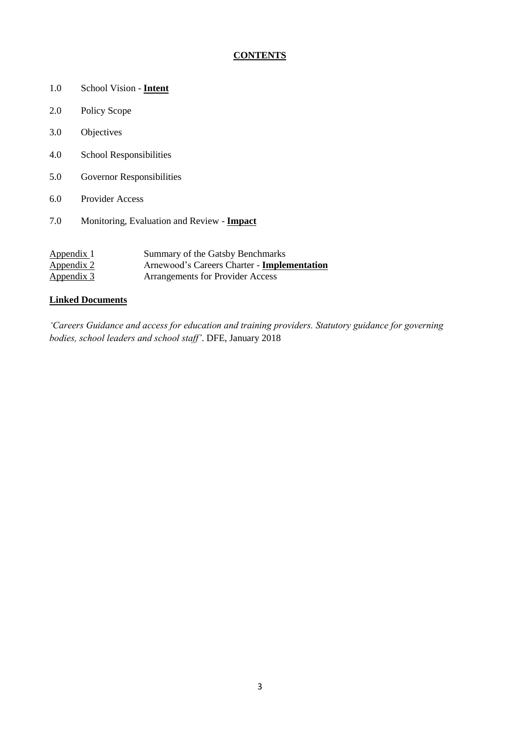# CONTENTS

1.0 School Vision - **Intent**

2.0 Policy Scope

3.0 Objectives

4.0 School Responsibilities

5.0 Governor Responsibilities

6.0 Provider Access

7.0 Monitoring, Evaluation and Review - **Impact**

| | |
|---|---|
| Appendix 1 | Summary of the Gatsby Benchmarks |
| Appendix 2 | Arnewood's Careers Charter - **Implementation** |
| Appendix 3 | Arrangements for Provider Access |

**Linked Documents**

*'Careers Guidance and access for education and training providers. Statutory guidance for governing bodies, school leaders and school staff'*. DFE, January 2018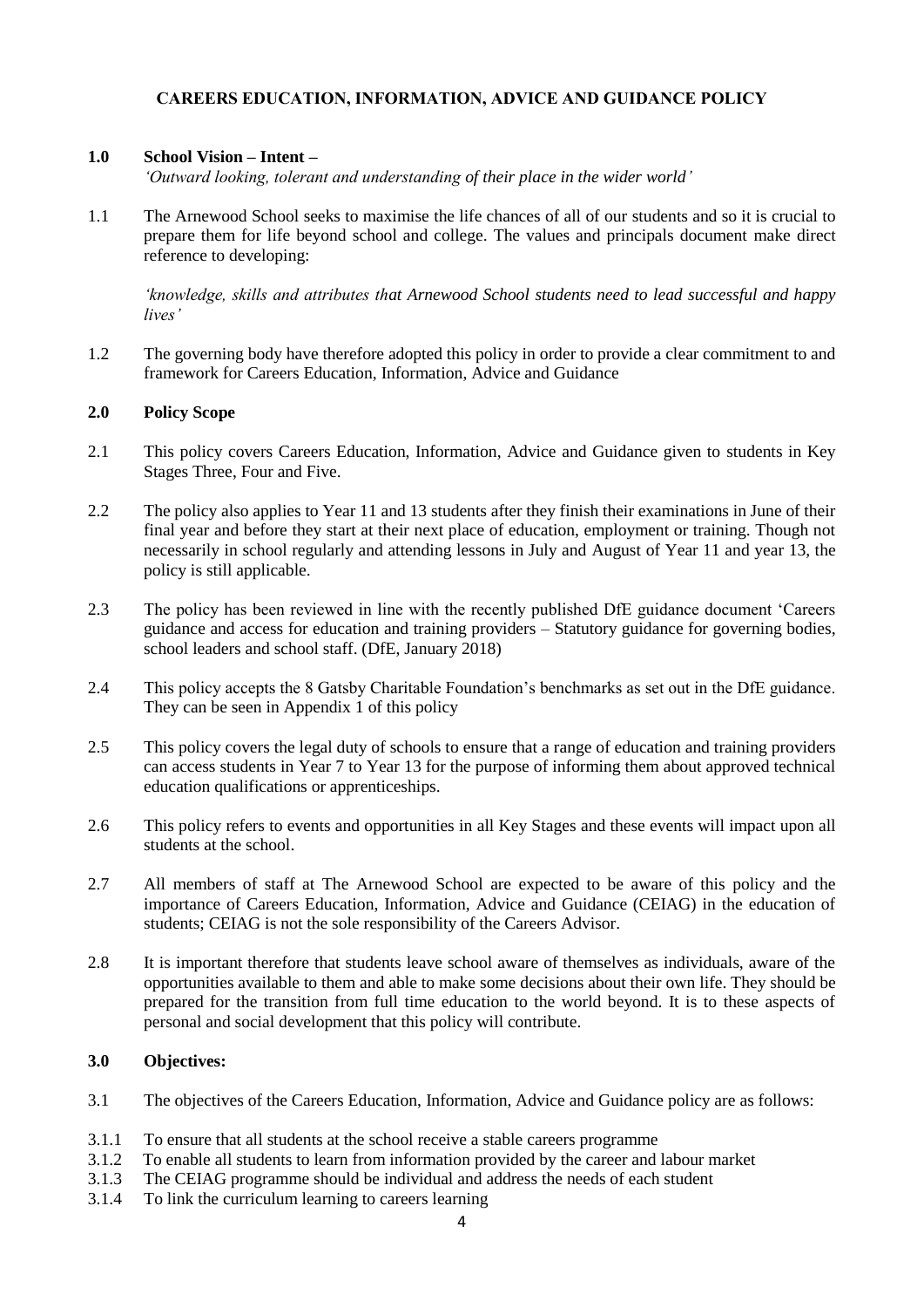# CAREERS EDUCATION, INFORMATION, ADVICE AND GUIDANCE POLICY

## 1.0 School Vision – Intent –

*'Outward looking, tolerant and understanding of their place in the wider world'*

1.1 The Arnewood School seeks to maximise the life chances of all of our students and so it is crucial to prepare them for life beyond school and college. The values and principals document make direct reference to developing:

*'knowledge, skills and attributes that Arnewood School students need to lead successful and happy lives'*

1.2 The governing body have therefore adopted this policy in order to provide a clear commitment to and framework for Careers Education, Information, Advice and Guidance

## 2.0 Policy Scope

2.1 This policy covers Careers Education, Information, Advice and Guidance given to students in Key Stages Three, Four and Five.

2.2 The policy also applies to Year 11 and 13 students after they finish their examinations in June of their final year and before they start at their next place of education, employment or training. Though not necessarily in school regularly and attending lessons in July and August of Year 11 and year 13, the policy is still applicable.

2.3 The policy has been reviewed in line with the recently published DfE guidance document 'Careers guidance and access for education and training providers – Statutory guidance for governing bodies, school leaders and school staff. (DfE, January 2018)

2.4 This policy accepts the 8 Gatsby Charitable Foundation's benchmarks as set out in the DfE guidance. They can be seen in Appendix 1 of this policy

2.5 This policy covers the legal duty of schools to ensure that a range of education and training providers can access students in Year 7 to Year 13 for the purpose of informing them about approved technical education qualifications or apprenticeships.

2.6 This policy refers to events and opportunities in all Key Stages and these events will impact upon all students at the school.

2.7 All members of staff at The Arnewood School are expected to be aware of this policy and the importance of Careers Education, Information, Advice and Guidance (CEIAG) in the education of students; CEIAG is not the sole responsibility of the Careers Advisor.

2.8 It is important therefore that students leave school aware of themselves as individuals, aware of the opportunities available to them and able to make some decisions about their own life. They should be prepared for the transition from full time education to the world beyond. It is to these aspects of personal and social development that this policy will contribute.

## 3.0 Objectives:

3.1 The objectives of the Careers Education, Information, Advice and Guidance policy are as follows:

3.1.1 To ensure that all students at the school receive a stable careers programme

3.1.2 To enable all students to learn from information provided by the career and labour market

3.1.3 The CEIAG programme should be individual and address the needs of each student

3.1.4 To link the curriculum learning to careers learning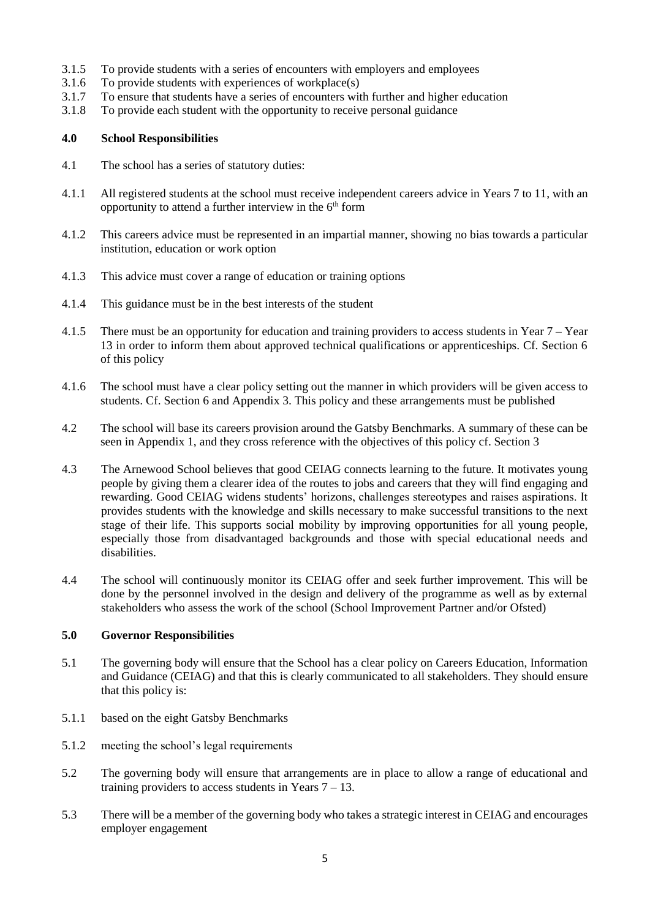3.1.5 To provide students with a series of encounters with employers and employees

3.1.6 To provide students with experiences of workplace(s)

3.1.7 To ensure that students have a series of encounters with further and higher education

3.1.8 To provide each student with the opportunity to receive personal guidance

## 4.0 School Responsibilities

4.1 The school has a series of statutory duties:

4.1.1 All registered students at the school must receive independent careers advice in Years 7 to 11, with an opportunity to attend a further interview in the 6th form

4.1.2 This careers advice must be represented in an impartial manner, showing no bias towards a particular institution, education or work option

4.1.3 This advice must cover a range of education or training options

4.1.4 This guidance must be in the best interests of the student

4.1.5 There must be an opportunity for education and training providers to access students in Year 7 – Year 13 in order to inform them about approved technical qualifications or apprenticeships. Cf. Section 6 of this policy

4.1.6 The school must have a clear policy setting out the manner in which providers will be given access to students. Cf. Section 6 and Appendix 3. This policy and these arrangements must be published

4.2 The school will base its careers provision around the Gatsby Benchmarks. A summary of these can be seen in Appendix 1, and they cross reference with the objectives of this policy cf. Section 3

4.3 The Arnewood School believes that good CEIAG connects learning to the future. It motivates young people by giving them a clearer idea of the routes to jobs and careers that they will find engaging and rewarding. Good CEIAG widens students' horizons, challenges stereotypes and raises aspirations. It provides students with the knowledge and skills necessary to make successful transitions to the next stage of their life. This supports social mobility by improving opportunities for all young people, especially those from disadvantaged backgrounds and those with special educational needs and disabilities.

4.4 The school will continuously monitor its CEIAG offer and seek further improvement. This will be done by the personnel involved in the design and delivery of the programme as well as by external stakeholders who assess the work of the school (School Improvement Partner and/or Ofsted)

## 5.0 Governor Responsibilities

5.1 The governing body will ensure that the School has a clear policy on Careers Education, Information and Guidance (CEIAG) and that this is clearly communicated to all stakeholders. They should ensure that this policy is:

5.1.1 based on the eight Gatsby Benchmarks

5.1.2 meeting the school's legal requirements

5.2 The governing body will ensure that arrangements are in place to allow a range of educational and training providers to access students in Years 7 – 13.

5.3 There will be a member of the governing body who takes a strategic interest in CEIAG and encourages employer engagement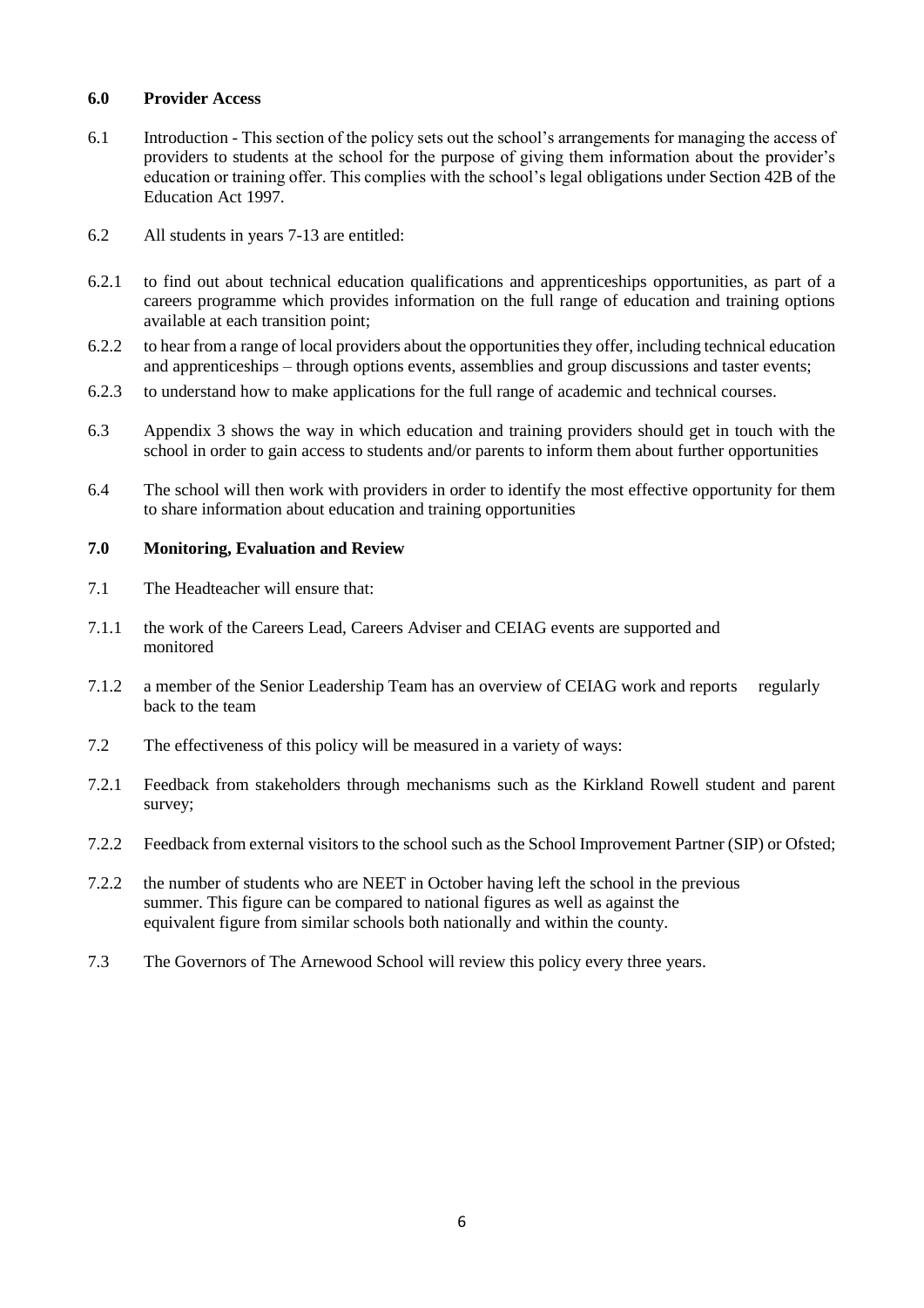## 6.0 Provider Access

6.1 Introduction - This section of the policy sets out the school's arrangements for managing the access of providers to students at the school for the purpose of giving them information about the provider's education or training offer. This complies with the school's legal obligations under Section 42B of the Education Act 1997.

6.2 All students in years 7-13 are entitled:

6.2.1 to find out about technical education qualifications and apprenticeships opportunities, as part of a careers programme which provides information on the full range of education and training options available at each transition point;

6.2.2 to hear from a range of local providers about the opportunities they offer, including technical education and apprenticeships – through options events, assemblies and group discussions and taster events;

6.2.3 to understand how to make applications for the full range of academic and technical courses.

6.3 Appendix 3 shows the way in which education and training providers should get in touch with the school in order to gain access to students and/or parents to inform them about further opportunities

6.4 The school will then work with providers in order to identify the most effective opportunity for them to share information about education and training opportunities

## 7.0 Monitoring, Evaluation and Review

7.1 The Headteacher will ensure that:

7.1.1 the work of the Careers Lead, Careers Adviser and CEIAG events are supported and monitored

7.1.2 a member of the Senior Leadership Team has an overview of CEIAG work and reports regularly back to the team

7.2 The effectiveness of this policy will be measured in a variety of ways:

7.2.1 Feedback from stakeholders through mechanisms such as the Kirkland Rowell student and parent survey;

7.2.2 Feedback from external visitors to the school such as the School Improvement Partner (SIP) or Ofsted;

7.2.2 the number of students who are NEET in October having left the school in the previous summer. This figure can be compared to national figures as well as against the equivalent figure from similar schools both nationally and within the county.

7.3 The Governors of The Arnewood School will review this policy every three years.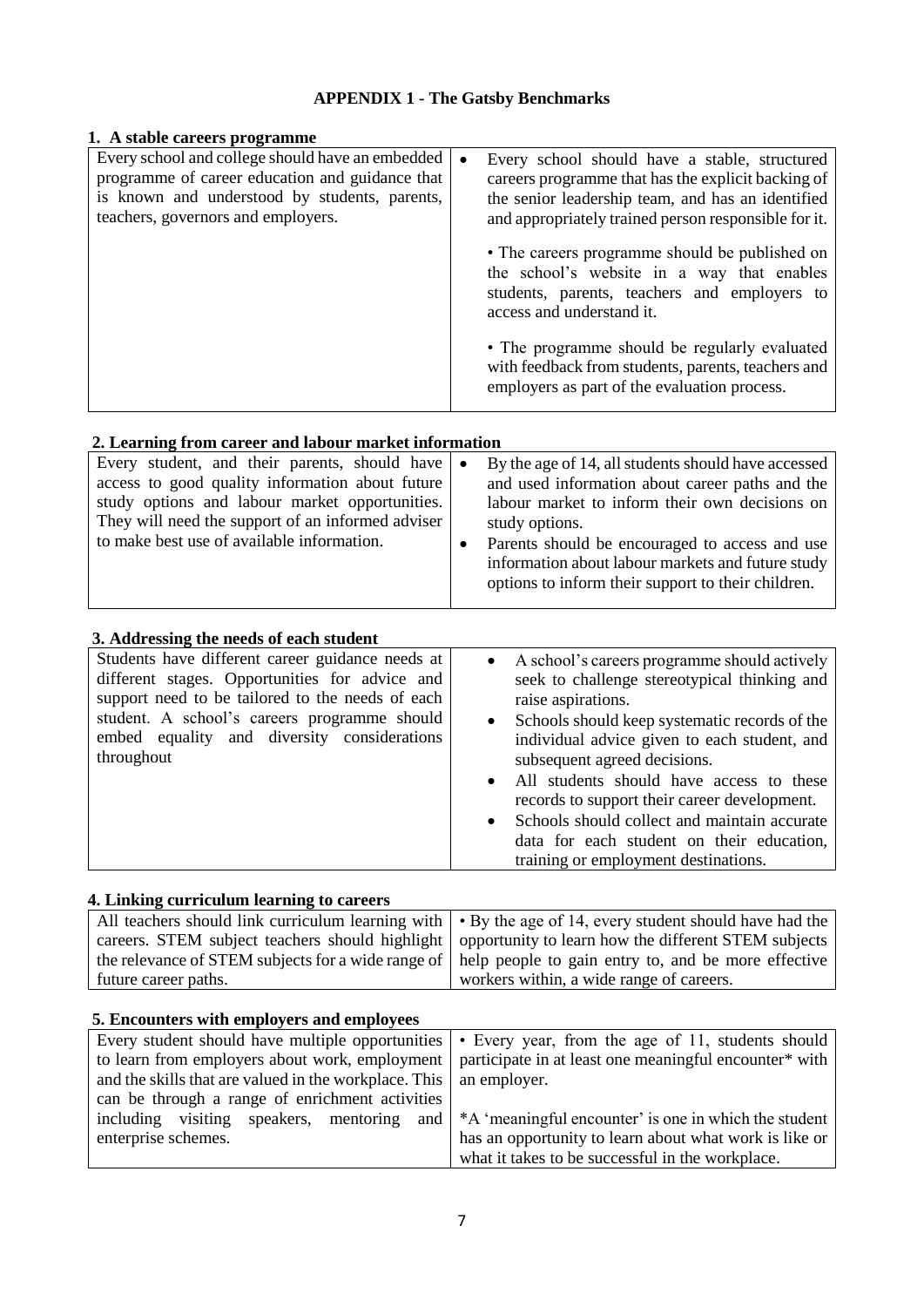## APPENDIX 1 - The Gatsby Benchmarks

### 1. A stable careers programme

| | |
|---|---|
| Every school and college should have an embedded programme of career education and guidance that is known and understood by students, parents, teachers, governors and employers. | • Every school should have a stable, structured careers programme that has the explicit backing of the senior leadership team, and has an identified and appropriately trained person responsible for it.<br><br>• The careers programme should be published on the school's website in a way that enables students, parents, teachers and employers to access and understand it.<br><br>• The programme should be regularly evaluated with feedback from students, parents, teachers and employers as part of the evaluation process. |

### 2. Learning from career and labour market information

| | |
|---|---|
| Every student, and their parents, should have access to good quality information about future study options and labour market opportunities. They will need the support of an informed adviser to make best use of available information. | • By the age of 14, all students should have accessed and used information about career paths and the labour market to inform their own decisions on study options.<br>• Parents should be encouraged to access and use information about labour markets and future study options to inform their support to their children. |

### 3. Addressing the needs of each student

| | |
|---|---|
| Students have different career guidance needs at different stages. Opportunities for advice and support need to be tailored to the needs of each student. A school's careers programme should embed equality and diversity considerations throughout | • A school's careers programme should actively seek to challenge stereotypical thinking and raise aspirations.<br>• Schools should keep systematic records of the individual advice given to each student, and subsequent agreed decisions.<br>• All students should have access to these records to support their career development.<br>• Schools should collect and maintain accurate data for each student on their education, training or employment destinations. |

### 4. Linking curriculum learning to careers

| | |
|---|---|
| All teachers should link curriculum learning with careers. STEM subject teachers should highlight the relevance of STEM subjects for a wide range of future career paths. | • By the age of 14, every student should have had the opportunity to learn how the different STEM subjects help people to gain entry to, and be more effective workers within, a wide range of careers. |

### 5. Encounters with employers and employees

| | |
|---|---|
| Every student should have multiple opportunities to learn from employers about work, employment and the skills that are valued in the workplace. This can be through a range of enrichment activities including visiting speakers, mentoring and enterprise schemes. | • Every year, from the age of 11, students should participate in at least one meaningful encounter* with an employer.<br><br>*A 'meaningful encounter' is one in which the student has an opportunity to learn about what work is like or what it takes to be successful in the workplace. |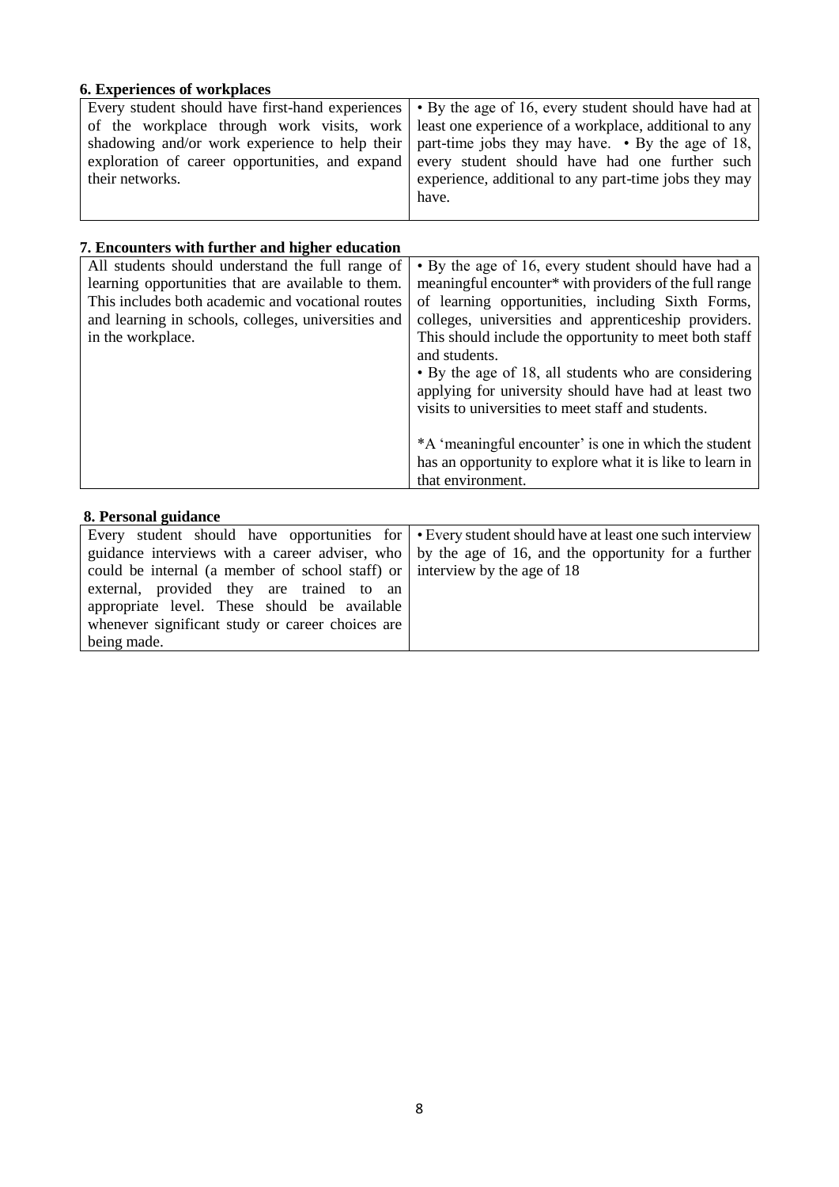#### 6. Experiences of workplaces

| | |
|---|---|
| Every student should have first-hand experiences of the workplace through work visits, work shadowing and/or work experience to help their exploration of career opportunities, and expand their networks. | • By the age of 16, every student should have had at least one experience of a workplace, additional to any part-time jobs they may have. • By the age of 18, every student should have had one further such experience, additional to any part-time jobs they may have. |

#### 7. Encounters with further and higher education

| | |
|---|---|
| All students should understand the full range of learning opportunities that are available to them. This includes both academic and vocational routes and learning in schools, colleges, universities and in the workplace. | • By the age of 16, every student should have had a meaningful encounter* with providers of the full range of learning opportunities, including Sixth Forms, colleges, universities and apprenticeship providers. This should include the opportunity to meet both staff and students.<br>• By the age of 18, all students who are considering applying for university should have had at least two visits to universities to meet staff and students.<br><br>*A 'meaningful encounter' is one in which the student has an opportunity to explore what it is like to learn in that environment. |

#### 8. Personal guidance

| | |
|---|---|
| Every student should have opportunities for guidance interviews with a career adviser, who could be internal (a member of school staff) or external, provided they are trained to an appropriate level. These should be available whenever significant study or career choices are being made. | • Every student should have at least one such interview by the age of 16, and the opportunity for a further interview by the age of 18 |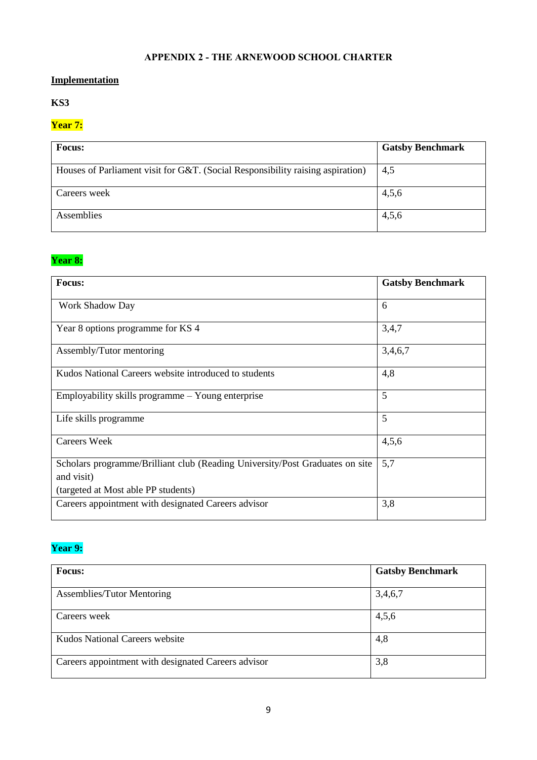## APPENDIX 2 - THE ARNEWOOD SCHOOL CHARTER

**Implementation**

**KS3**

**Year 7:**

| Focus: | Gatsby Benchmark |
|---|---|
| Houses of Parliament visit for G&T. (Social Responsibility raising aspiration) | 4,5 |
| Careers week | 4,5,6 |
| Assemblies | 4,5,6 |

**Year 8:**

| Focus: | Gatsby Benchmark |
|---|---|
| Work Shadow Day | 6 |
| Year 8 options programme for KS 4 | 3,4,7 |
| Assembly/Tutor mentoring | 3,4,6,7 |
| Kudos National Careers website introduced to students | 4,8 |
| Employability skills programme – Young enterprise | 5 |
| Life skills programme | 5 |
| Careers Week | 4,5,6 |
| Scholars programme/Brilliant club (Reading University/Post Graduates on site and visit) (targeted at Most able PP students) | 5,7 |
| Careers appointment with designated Careers advisor | 3,8 |

**Year 9:**

| Focus: | Gatsby Benchmark |
|---|---|
| Assemblies/Tutor Mentoring | 3,4,6,7 |
| Careers week | 4,5,6 |
| Kudos National Careers website | 4,8 |
| Careers appointment with designated Careers advisor | 3,8 |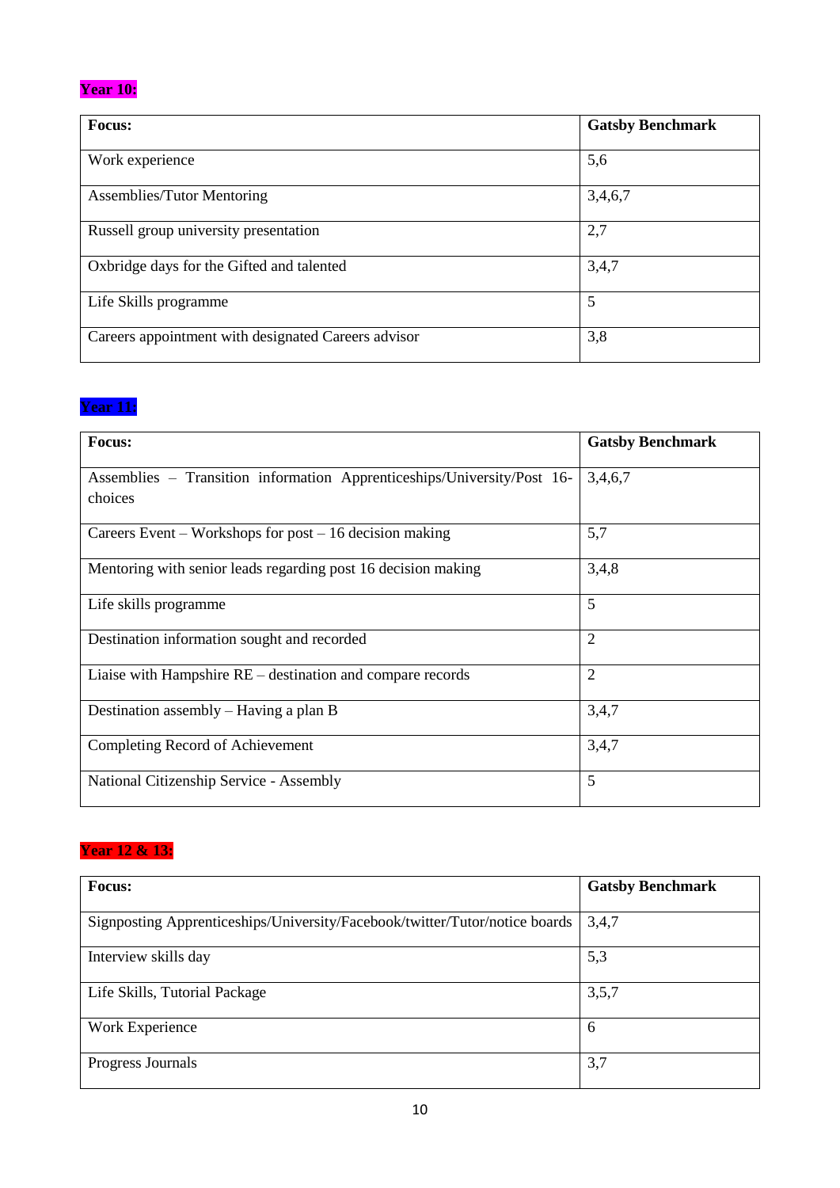**Year 10:**

| Focus: | Gatsby Benchmark |
|---|---|
| Work experience | 5,6 |
| Assemblies/Tutor Mentoring | 3,4,6,7 |
| Russell group university presentation | 2,7 |
| Oxbridge days for the Gifted and talented | 3,4,7 |
| Life Skills programme | 5 |
| Careers appointment with designated Careers advisor | 3,8 |

**Year 11:**

| Focus: | Gatsby Benchmark |
|---|---|
| Assemblies – Transition information Apprenticeships/University/Post 16-choices | 3,4,6,7 |
| Careers Event – Workshops for post – 16 decision making | 5,7 |
| Mentoring with senior leads regarding post 16 decision making | 3,4,8 |
| Life skills programme | 5 |
| Destination information sought and recorded | 2 |
| Liaise with Hampshire RE – destination and compare records | 2 |
| Destination assembly – Having a plan B | 3,4,7 |
| Completing Record of Achievement | 3,4,7 |
| National Citizenship Service - Assembly | 5 |

**Year 12 & 13:**

| Focus: | Gatsby Benchmark |
|---|---|
| Signposting Apprenticeships/University/Facebook/twitter/Tutor/notice boards | 3,4,7 |
| Interview skills day | 5,3 |
| Life Skills, Tutorial Package | 3,5,7 |
| Work Experience | 6 |
| Progress Journals | 3,7 |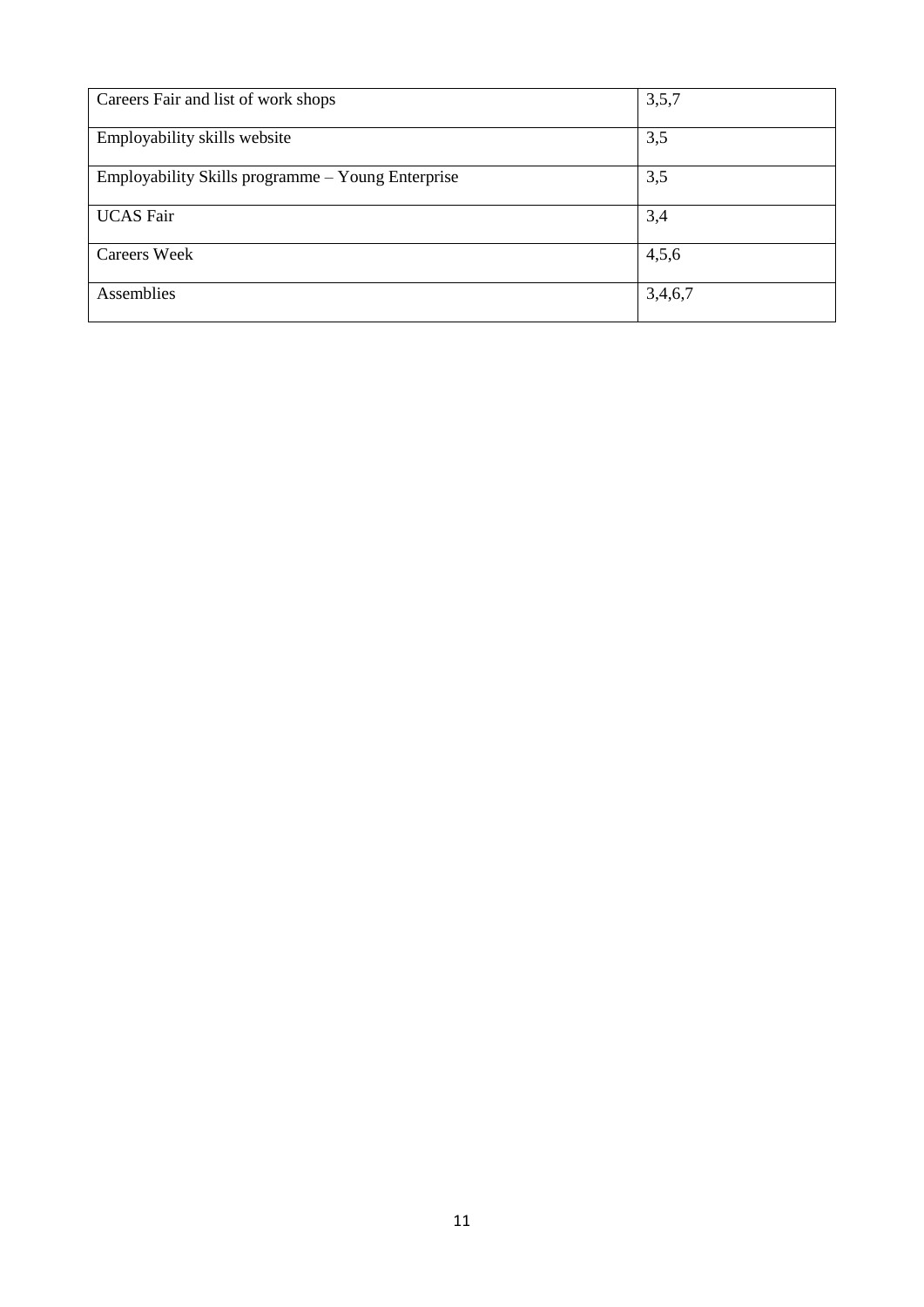| | |
|---|---|
| Careers Fair and list of work shops | 3,5,7 |
| Employability skills website | 3,5 |
| Employability Skills programme – Young Enterprise | 3,5 |
| UCAS Fair | 3,4 |
| Careers Week | 4,5,6 |
| Assemblies | 3,4,6,7 |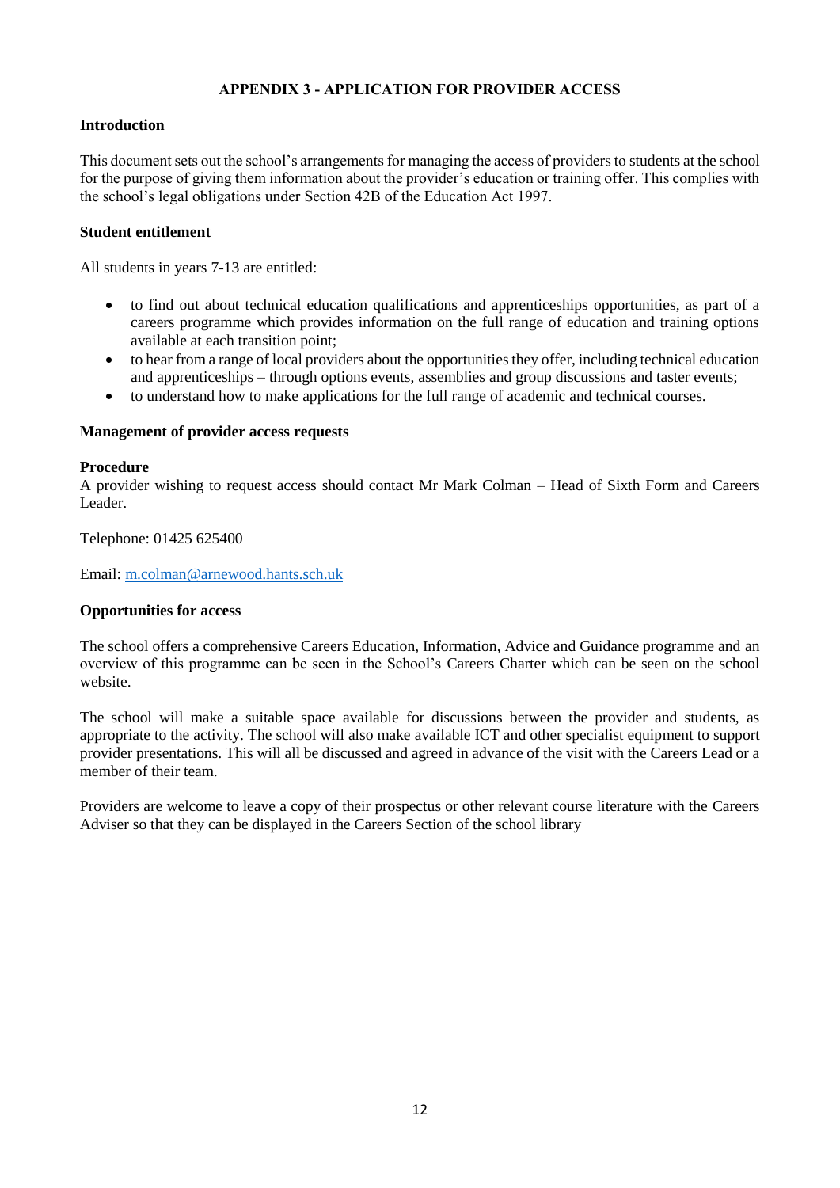# APPENDIX 3 - APPLICATION FOR PROVIDER ACCESS

## Introduction

This document sets out the school's arrangements for managing the access of providers to students at the school for the purpose of giving them information about the provider's education or training offer. This complies with the school's legal obligations under Section 42B of the Education Act 1997.

## Student entitlement

All students in years 7-13 are entitled:

- to find out about technical education qualifications and apprenticeships opportunities, as part of a careers programme which provides information on the full range of education and training options available at each transition point;
- to hear from a range of local providers about the opportunities they offer, including technical education and apprenticeships – through options events, assemblies and group discussions and taster events;
- to understand how to make applications for the full range of academic and technical courses.

## Management of provider access requests

### Procedure

A provider wishing to request access should contact Mr Mark Colman – Head of Sixth Form and Careers Leader.

Telephone: 01425 625400

Email: m.colman@arnewood.hants.sch.uk

## Opportunities for access

The school offers a comprehensive Careers Education, Information, Advice and Guidance programme and an overview of this programme can be seen in the School's Careers Charter which can be seen on the school website.

The school will make a suitable space available for discussions between the provider and students, as appropriate to the activity. The school will also make available ICT and other specialist equipment to support provider presentations. This will all be discussed and agreed in advance of the visit with the Careers Lead or a member of their team.

Providers are welcome to leave a copy of their prospectus or other relevant course literature with the Careers Adviser so that they can be displayed in the Careers Section of the school library